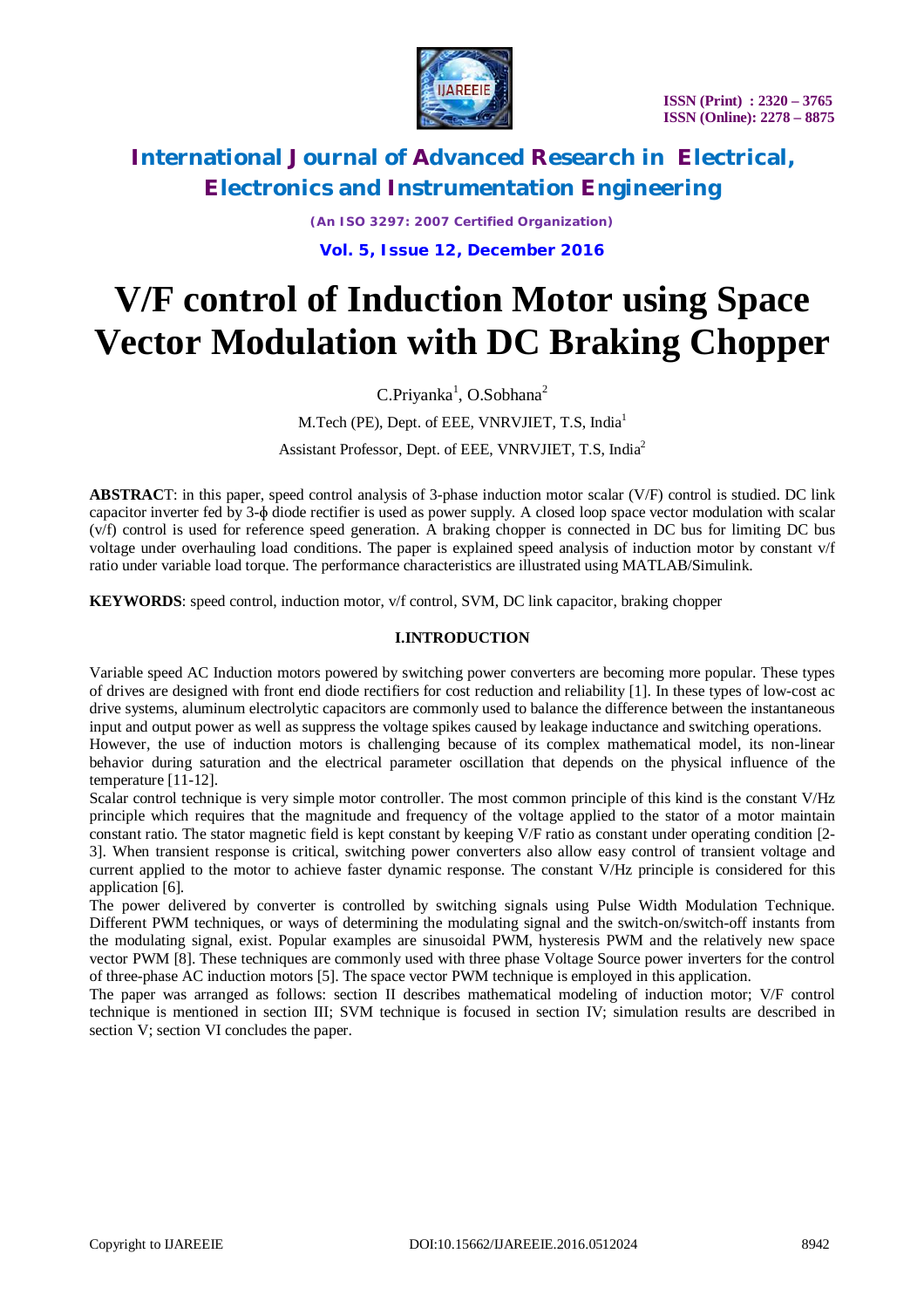# V/F control of Induction Motor using Space Vector Modulation with DC Braking Chopper

C.Priyanka[1], O.Sobhana[2]

M.Tech (PE), Dept. of EEE, VNRVJIET, T.S, India[1]

Assistant Professor, Dept. of EEE, VNRVJIET, T.S, India[2]

**ABSTRACT**: in this paper, speed control analysis of 3-phase induction motor scalar (V/F) control is studied. DC link capacitor inverter fed by 3-ϕ diode rectifier is used as power supply. A closed loop space vector modulation with scalar (v/f) control is used for reference speed generation. A braking chopper is connected in DC bus for limiting DC bus voltage under overhauling load conditions. The paper is explained speed analysis of induction motor by constant v/f ratio under variable load torque. The performance characteristics are illustrated using MATLAB/Simulink.

**KEYWORDS**: speed control, induction motor, v/f control, SVM, DC link capacitor, braking chopper

## I.INTRODUCTION

Variable speed AC Induction motors powered by switching power converters are becoming more popular. These types of drives are designed with front end diode rectifiers for cost reduction and reliability [1]. In these types of low-cost ac drive systems, aluminum electrolytic capacitors are commonly used to balance the difference between the instantaneous input and output power as well as suppress the voltage spikes caused by leakage inductance and switching operations.

However, the use of induction motors is challenging because of its complex mathematical model, its non-linear behavior during saturation and the electrical parameter oscillation that depends on the physical influence of the temperature [11-12].

Scalar control technique is very simple motor controller. The most common principle of this kind is the constant V/Hz principle which requires that the magnitude and frequency of the voltage applied to the stator of a motor maintain constant ratio. The stator magnetic field is kept constant by keeping V/F ratio as constant under operating condition [2-3]. When transient response is critical, switching power converters also allow easy control of transient voltage and current applied to the motor to achieve faster dynamic response. The constant V/Hz principle is considered for this application [6].

The power delivered by converter is controlled by switching signals using Pulse Width Modulation Technique. Different PWM techniques, or ways of determining the modulating signal and the switch-on/switch-off instants from the modulating signal, exist. Popular examples are sinusoidal PWM, hysteresis PWM and the relatively new space vector PWM [8]. These techniques are commonly used with three phase Voltage Source power inverters for the control of three-phase AC induction motors [5]. The space vector PWM technique is employed in this application.

The paper was arranged as follows: section II describes mathematical modeling of induction motor; V/F control technique is mentioned in section III; SVM technique is focused in section IV; simulation results are described in section V; section VI concludes the paper.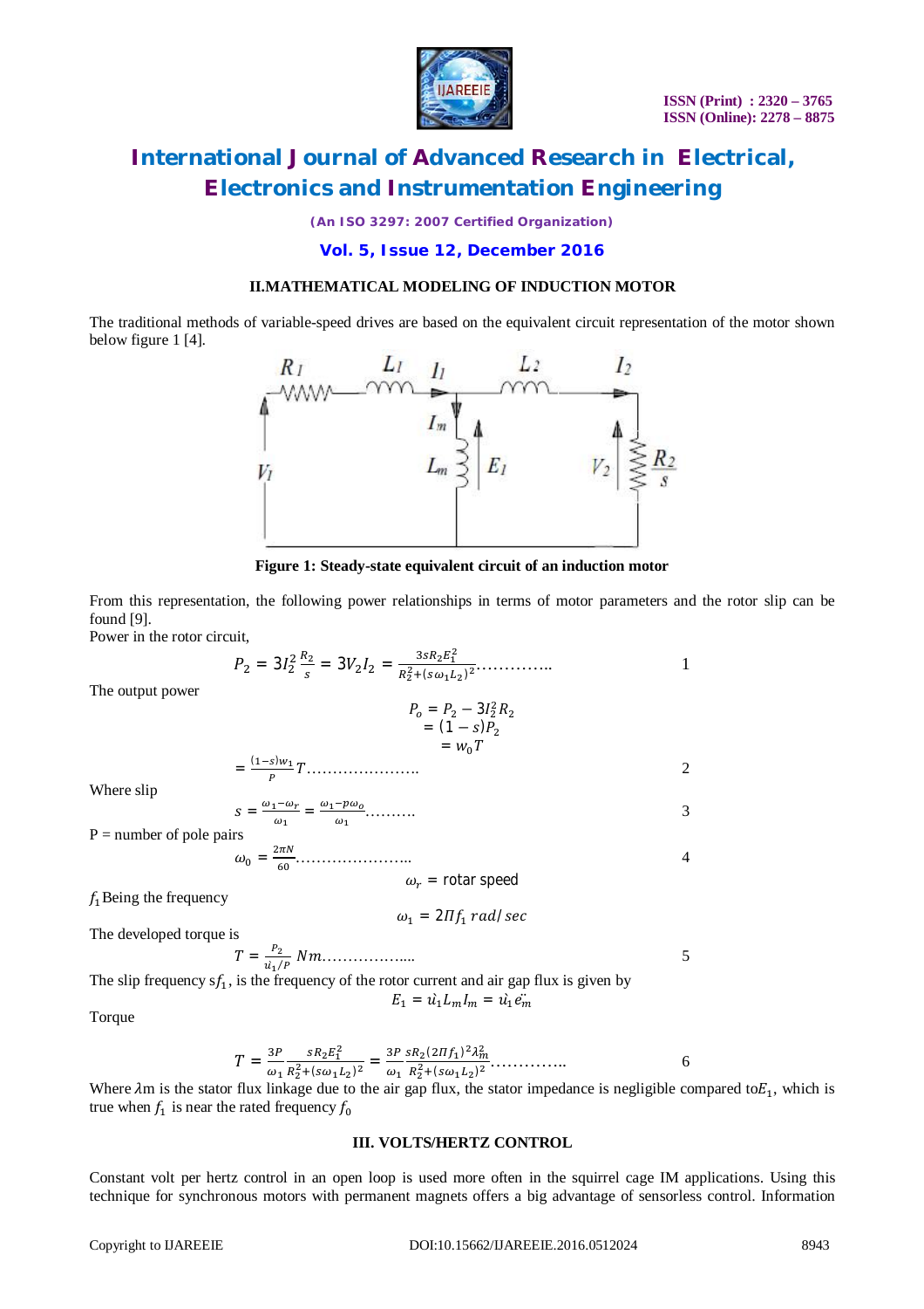## II.MATHEMATICAL MODELING OF INDUCTION MOTOR

The traditional methods of variable-speed drives are based on the equivalent circuit representation of the motor shown below figure 1 [4].

**Figure 1: Steady-state equivalent circuit of an induction motor**

From this representation, the following power relationships in terms of motor parameters and the rotor slip can be found [9].

Power in the rotor circuit,

$$P_2 = 3I_2^2 \frac{R_2}{s} = 3V_2 I_2 = \frac{3sR_2E_1^2}{R_2^2 + (s\omega_1 L_2)^2} \quad \text{.............} \qquad 1$$

The output power

$$P_o = P_2 - 3I_2^2 R_2$$
$$= (1-s)P_2$$
$$= w_0 T$$

$$= \frac{(1-s)w_1}{P} T \quad \text{.....................} \qquad 2$$

Where slip

$$s = \frac{\omega_1 - \omega_r}{\omega_1} = \frac{\omega_1 - p\omega_o}{\omega_1} \quad \text{.........} \qquad 3$$

P = number of pole pairs

$$\omega_0 = \frac{2\pi N}{60} \quad \text{.....................} \qquad 4$$

$\omega_r$ = rotar speed

$f_1$ Being the frequency

$$\omega_1 = 2\Pi f_1 \ rad/sec$$

The developed torque is

$$T = \frac{P_2}{\dot{u}_1/P} \ Nm \text{.................} \qquad 5$$

The slip frequency $sf_1$, is the frequency of the rotor current and air gap flux is given by

$$E_1 = \dot{u}_1 L_m I_m = \dot{u}_1 \ddot{e}_m$$

Torque

$$T = \frac{3P}{\omega_1} \frac{sR_2E_1^2}{R_2^2 + (s\omega_1 L_2)^2} = \frac{3P}{\omega_1} \frac{sR_2(2\Pi f_1)^2 \lambda_m^2}{R_2^2 + (s\omega_1 L_2)^2} \text{.............} \qquad 6$$

Where $\lambda$m is the stator flux linkage due to the air gap flux, the stator impedance is negligible compared to$E_1$, which is true when $f_1$ is near the rated frequency $f_0$

## III. VOLTS/HERTZ CONTROL

Constant volt per hertz control in an open loop is used more often in the squirrel cage IM applications. Using this technique for synchronous motors with permanent magnets offers a big advantage of sensorless control. Information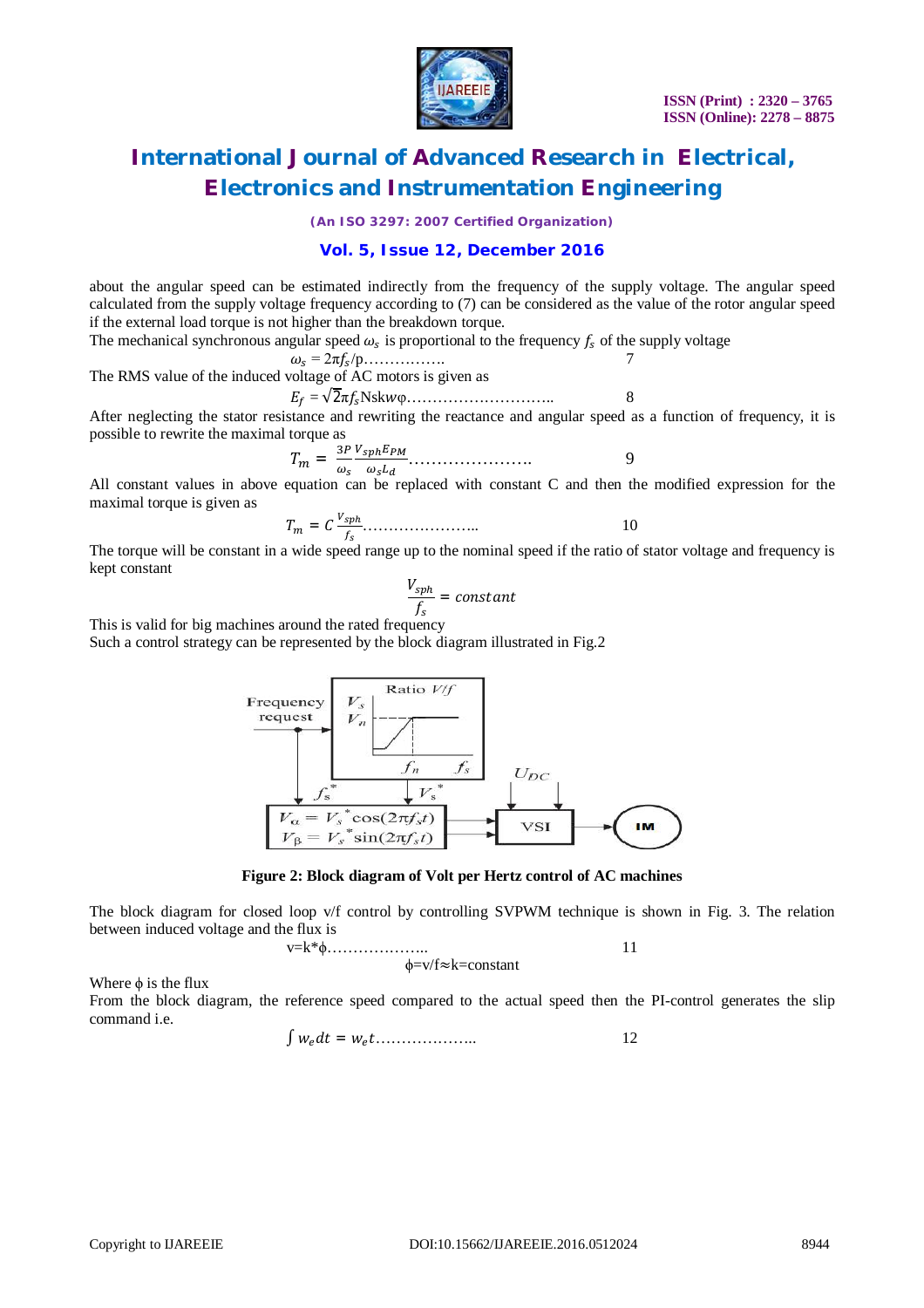about the angular speed can be estimated indirectly from the frequency of the supply voltage. The angular speed calculated from the supply voltage frequency according to (7) can be considered as the value of the rotor angular speed if the external load torque is not higher than the breakdown torque.

The mechanical synchronous angular speed $\omega_s$ is proportional to the frequency $f_s$ of the supply voltage

$$\omega_s = 2\pi f_s/p \quad (7)$$

The RMS value of the induced voltage of AC motors is given as

$$E_f = \sqrt{2}\pi f_s N s k w \varphi \quad (8)$$

After neglecting the stator resistance and rewriting the reactance and angular speed as a function of frequency, it is possible to rewrite the maximal torque as

$$T_m = \frac{3P}{\omega_s}\frac{V_{sph}E_{PM}}{\omega_s L_d} \quad (9)$$

All constant values in above equation can be replaced with constant C and then the modified expression for the maximal torque is given as

$$T_m = C\frac{V_{sph}}{f_s} \quad (10)$$

The torque will be constant in a wide speed range up to the nominal speed if the ratio of stator voltage and frequency is kept constant

$$\frac{V_{sph}}{f_s} = constant$$

This is valid for big machines around the rated frequency

Such a control strategy can be represented by the block diagram illustrated in Fig.2

**Figure 2: Block diagram of Volt per Hertz control of AC machines**

The block diagram for closed loop v/f control by controlling SVPWM technique is shown in Fig. 3. The relation between induced voltage and the flux is

$$v = k*\phi \quad (11)$$

$$\phi = v/f \approx k = \text{constant}$$

Where $\phi$ is the flux

From the block diagram, the reference speed compared to the actual speed then the PI-control generates the slip command i.e.

$$\int w_e dt = w_e t \quad (12)$$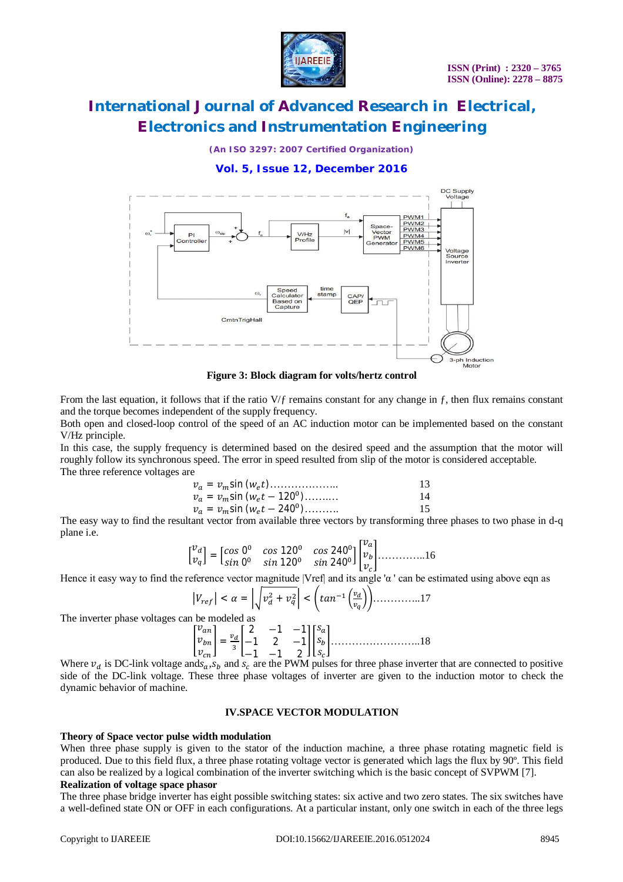Figure 3: Block diagram for volts/hertz control

From the last equation, it follows that if the ratio V/$f$ remains constant for any change in $f$, then flux remains constant and the torque becomes independent of the supply frequency.

Both open and closed-loop control of the speed of an AC induction motor can be implemented based on the constant V/Hz principle.

In this case, the supply frequency is determined based on the desired speed and the assumption that the motor will roughly follow its synchronous speed. The error in speed resulted from slip of the motor is considered acceptable.

The three reference voltages are

$$v_a = v_m \sin(w_e t) \quad \text{.....................} \quad 13$$

$$v_a = v_m \sin(w_e t - 120^0) \quad \text{..........} \quad 14$$

$$v_a = v_m \sin(w_e t - 240^0) \quad \text{..........} \quad 15$$

The easy way to find the resultant vector from available three vectors by transforming three phases to two phase in d-q plane i.e.

$$\begin{bmatrix} v_d \\ v_q \end{bmatrix} = \begin{bmatrix} \cos 0^0 & \cos 120^0 & \cos 240^0 \\ \sin 0^0 & \sin 120^0 & \sin 240^0 \end{bmatrix} \begin{bmatrix} v_a \\ v_b \\ v_c \end{bmatrix} \text{..............16}$$

Hence it easy way to find the reference vector magnitude |Vref| and its angle 'α ' can be estimated using above eqn as

$$|V_{ref}| < \alpha = \left|\sqrt{v_d^2 + v_q^2}\right| < \left(\tan^{-1}\left(\frac{v_d}{v_q}\right)\right) \text{..............17}$$

The inverter phase voltages can be modeled as

$$\begin{bmatrix} v_{an} \\ v_{bn} \\ v_{cn} \end{bmatrix} = \frac{v_d}{3} \begin{bmatrix} 2 & -1 & -1 \\ -1 & 2 & -1 \\ -1 & -1 & 2 \end{bmatrix} \begin{bmatrix} s_a \\ s_b \\ s_c \end{bmatrix} \text{..........................18}$$

Where $v_d$ is DC-link voltage and $s_a$, $s_b$ and $s_c$ are the PWM pulses for three phase inverter that are connected to positive side of the DC-link voltage. These three phase voltages of inverter are given to the induction motor to check the dynamic behavior of machine.

## IV.SPACE VECTOR MODULATION

### Theory of Space vector pulse width modulation

When three phase supply is given to the stator of the induction machine, a three phase rotating magnetic field is produced. Due to this field flux, a three phase rotating voltage vector is generated which lags the flux by 90º. This field can also be realized by a logical combination of the inverter switching which is the basic concept of SVPWM [7].

### Realization of voltage space phasor

The three phase bridge inverter has eight possible switching states: six active and two zero states. The six switches have a well-defined state ON or OFF in each configurations. At a particular instant, only one switch in each of the three legs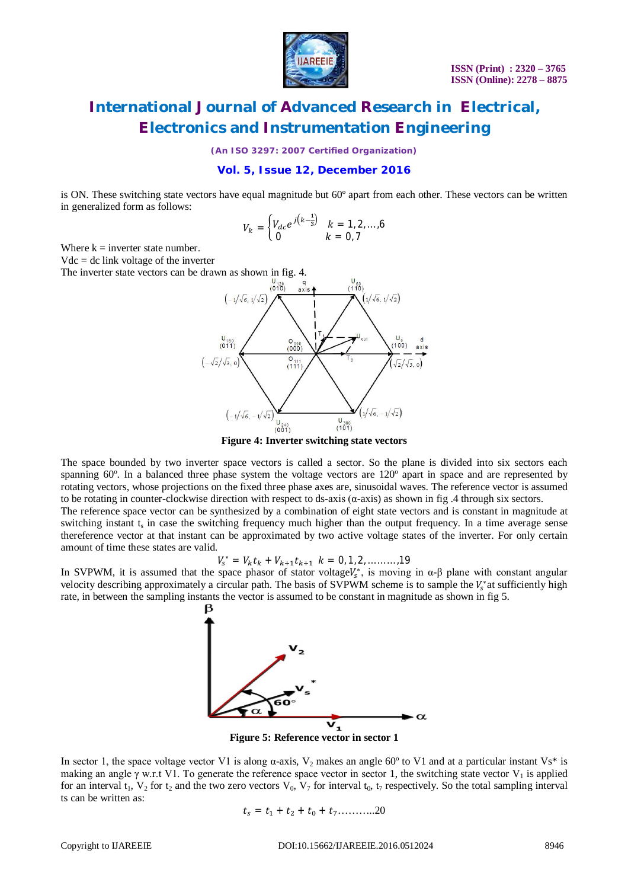is ON. These switching state vectors have equal magnitude but 60º apart from each other. These vectors can be written in generalized form as follows:

$$V_k = \begin{cases} V_{dc} e^{j\left(k-\frac{1}{3}\right)} & k = 1,2,\ldots,6 \\ 0 & k = 0,7 \end{cases}$$

Where k = inverter state number.
Vdc = dc link voltage of the inverter
The inverter state vectors can be drawn as shown in fig. 4.

**Figure 4: Inverter switching state vectors**

The space bounded by two inverter space vectors is called a sector. So the plane is divided into six sectors each spanning 60º. In a balanced three phase system the voltage vectors are 120º apart in space and are represented by rotating vectors, whose projections on the fixed three phase axes are, sinusoidal waves. The reference vector is assumed to be rotating in counter-clockwise direction with respect to ds-axis (α-axis) as shown in fig .4 through six sectors.
The reference space vector can be synthesized by a combination of eight state vectors and is constant in magnitude at switching instant $t_s$ in case the switching frequency much higher than the output frequency. In a time average sense thereference vector at that instant can be approximated by two active voltage states of the inverter. For only certain amount of time these states are valid.

$$V_s^* = V_k t_k + V_{k+1} t_{k+1} \quad k = 0,1,2,\ldots\ldots\ldots,19$$

In SVPWM, it is assumed that the space phasor of stator voltage$V_s^*$, is moving in α-β plane with constant angular velocity describing approximately a circular path. The basis of SVPWM scheme is to sample the $V_s^*$at sufficiently high rate, in between the sampling instants the vector is assumed to be constant in magnitude as shown in fig 5.

**Figure 5: Reference vector in sector 1**

In sector 1, the space voltage vector V1 is along α-axis, $V_2$ makes an angle 60º to V1 and at a particular instant Vs* is making an angle γ w.r.t V1. To generate the reference space vector in sector 1, the switching state vector $V_1$ is applied for an interval $t_1$, $V_2$ for $t_2$ and the two zero vectors $V_0$, $V_7$ for interval $t_0$, $t_7$ respectively. So the total sampling interval ts can be written as:

$$t_s = t_1 + t_2 + t_0 + t_7 \ldots\ldots\ldots..20$$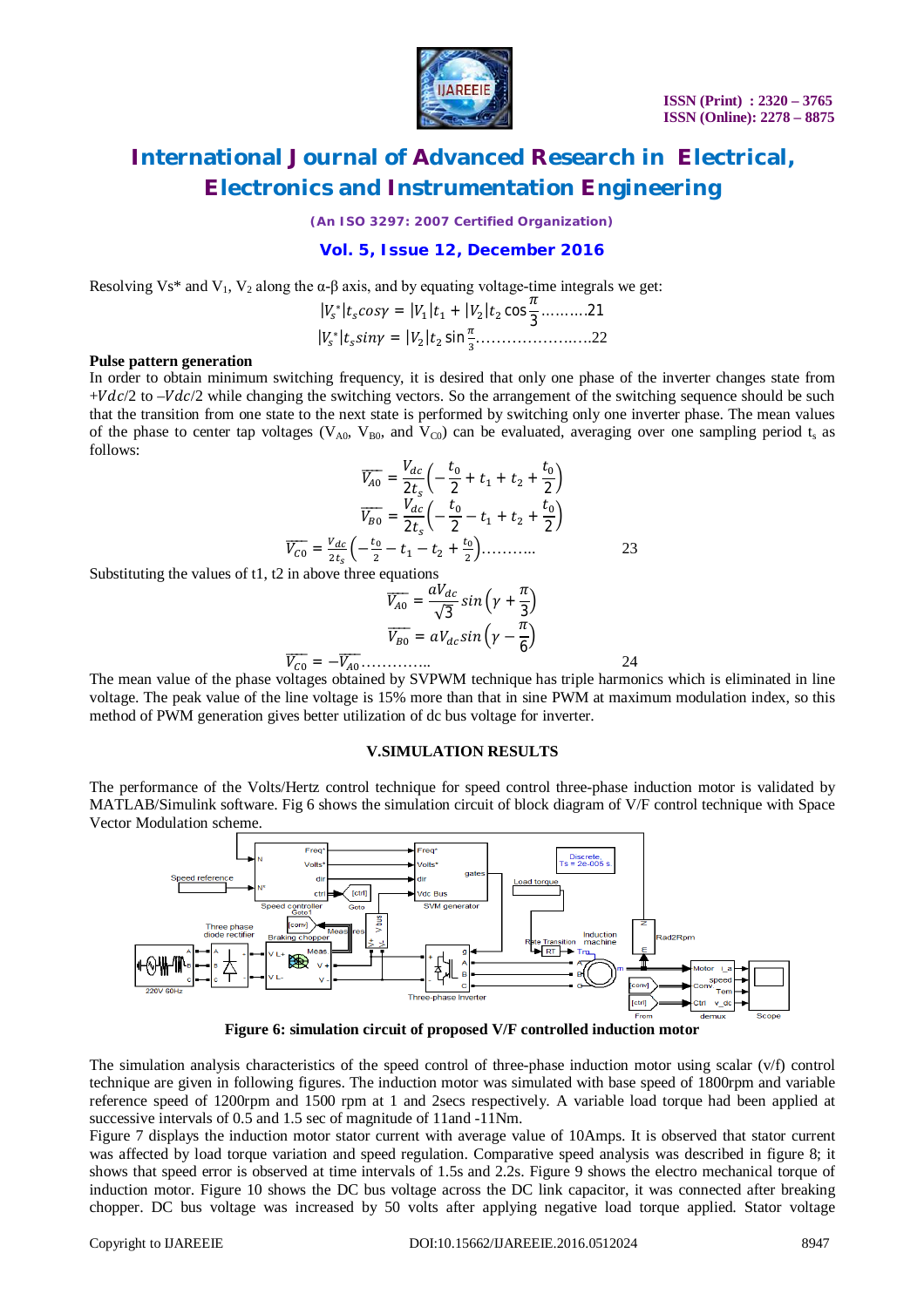Resolving Vs* and $V_1$, $V_2$ along the α-β axis, and by equating voltage-time integrals we get:

$$|V_s^*|t_s cos\gamma = |V_1|t_1 + |V_2|t_2 \cos\frac{\pi}{3} \quad \text{..........21}$$

$$|V_s^*|t_s sin\gamma = |V_2|t_2 \sin\frac{\pi}{3} \quad \text{......................22}$$

**Pulse pattern generation**

In order to obtain minimum switching frequency, it is desired that only one phase of the inverter changes state from $+Vdc/2$ to $–Vdc/2$ while changing the switching vectors. So the arrangement of the switching sequence should be such that the transition from one state to the next state is performed by switching only one inverter phase. The mean values of the phase to center tap voltages ($V_{A0}$, $V_{B0}$, and $V_{C0}$) can be evaluated, averaging over one sampling period $t_s$ as follows:

$$\overline{V_{A0}} = \frac{V_{dc}}{2t_s}\left(-\frac{t_0}{2} + t_1 + t_2 + \frac{t_0}{2}\right)$$

$$\overline{V_{B0}} = \frac{V_{dc}}{2t_s}\left(-\frac{t_0}{2} - t_1 + t_2 + \frac{t_0}{2}\right)$$

$$\overline{V_{C0}} = \frac{V_{dc}}{2t_s}\left(-\frac{t_0}{2} - t_1 - t_2 + \frac{t_0}{2}\right) \quad \text{.......... 23}$$

Substituting the values of t1, t2 in above three equations

$$\overline{V_{A0}} = \frac{aV_{dc}}{\sqrt{3}} sin\left(\gamma + \frac{\pi}{3}\right)$$

$$\overline{V_{B0}} = aV_{dc} sin\left(\gamma - \frac{\pi}{6}\right)$$

$$\overline{V_{C0}} = -\overline{V_{A0}} \quad \text{.............. 24}$$

The mean value of the phase voltages obtained by SVPWM technique has triple harmonics which is eliminated in line voltage. The peak value of the line voltage is 15% more than that in sine PWM at maximum modulation index, so this method of PWM generation gives better utilization of dc bus voltage for inverter.

## V.SIMULATION RESULTS

The performance of the Volts/Hertz control technique for speed control three-phase induction motor is validated by MATLAB/Simulink software. Fig 6 shows the simulation circuit of block diagram of V/F control technique with Space Vector Modulation scheme.

**Figure 6: simulation circuit of proposed V/F controlled induction motor**

The simulation analysis characteristics of the speed control of three-phase induction motor using scalar (v/f) control technique are given in following figures. The induction motor was simulated with base speed of 1800rpm and variable reference speed of 1200rpm and 1500 rpm at 1 and 2secs respectively. A variable load torque had been applied at successive intervals of 0.5 and 1.5 sec of magnitude of 11and -11Nm.

Figure 7 displays the induction motor stator current with average value of 10Amps. It is observed that stator current was affected by load torque variation and speed regulation. Comparative speed analysis was described in figure 8; it shows that speed error is observed at time intervals of 1.5s and 2.2s. Figure 9 shows the electro mechanical torque of induction motor. Figure 10 shows the DC bus voltage across the DC link capacitor, it was connected after breaking chopper. DC bus voltage was increased by 50 volts after applying negative load torque applied. Stator voltage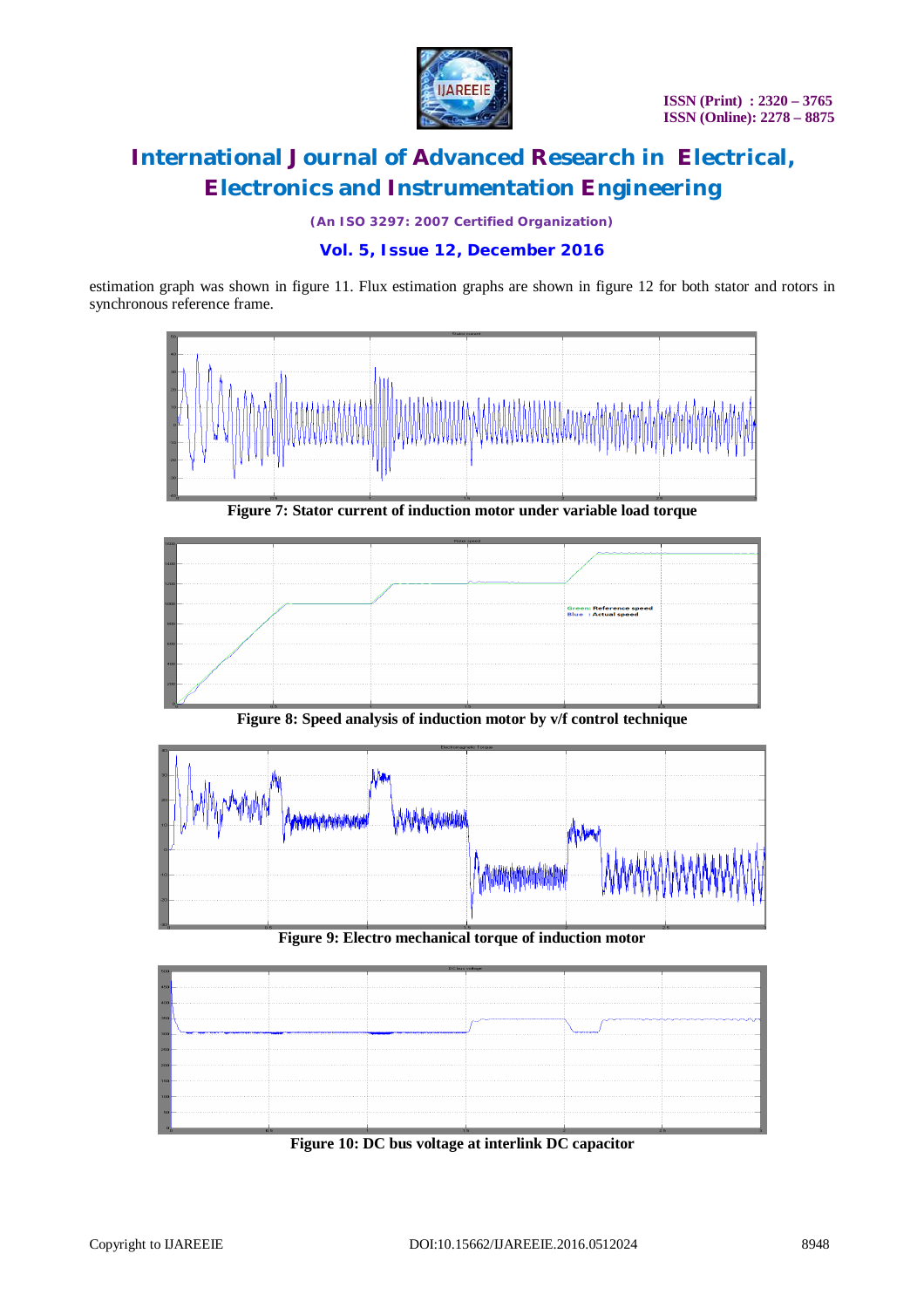estimation graph was shown in figure 11. Flux estimation graphs are shown in figure 12 for both stator and rotors in synchronous reference frame.

**Figure 7: Stator current of induction motor under variable load torque**

**Figure 8: Speed analysis of induction motor by v/f control technique**

**Figure 9: Electro mechanical torque of induction motor**

**Figure 10: DC bus voltage at interlink DC capacitor**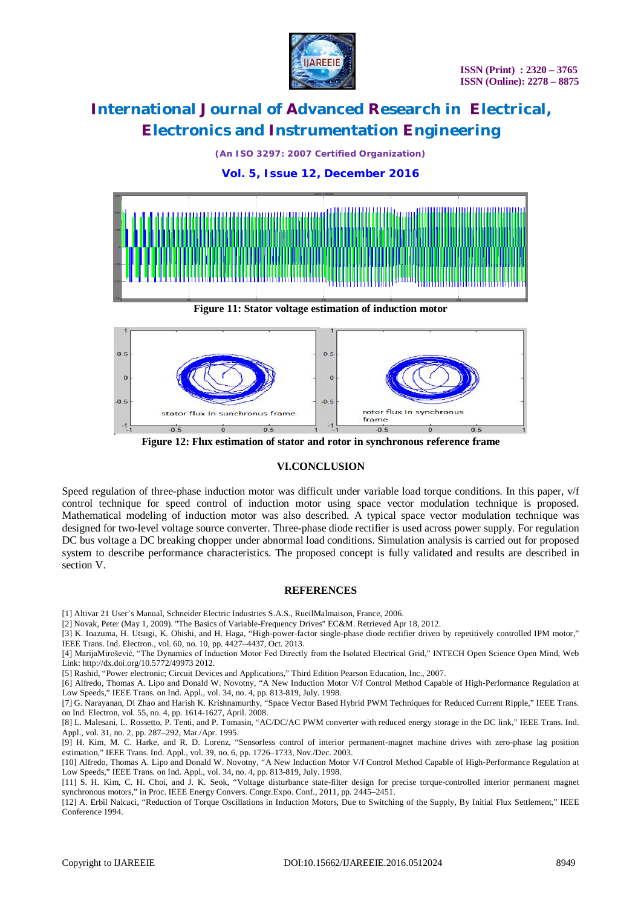stator voltage

Figure 11: Stator voltage estimation of induction motor

1
0.5
0
-0.5
-1
-1 -0.5 0 0.5 1
stator flux in sunchronus frame

1
0.5
0
-0.5
-1
-1 -0.5 0 0.5 1
rotor flux in synchronus frame

Figure 12: Flux estimation of stator and rotor in synchronous reference frame

## VI.CONCLUSION

Speed regulation of three-phase induction motor was difficult under variable load torque conditions. In this paper, v/f control technique for speed control of induction motor using space vector modulation technique is proposed. Mathematical modeling of induction motor was also described. A typical space vector modulation technique was designed for two-level voltage source converter. Three-phase diode rectifier is used across power supply. For regulation DC bus voltage a DC breaking chopper under abnormal load conditions. Simulation analysis is carried out for proposed system to describe performance characteristics. The proposed concept is fully validated and results are described in section V.

## REFERENCES

[1] Altivar 21 User's Manual, Schneider Electric Industries S.A.S., RueilMalmaison, France, 2006.

[2] Novak, Peter (May 1, 2009). "The Basics of Variable-Frequency Drives" EC&M. Retrieved Apr 18, 2012.

[3] K. Inazuma, H. Utsugi, K. Ohishi, and H. Haga, "High-power-factor single-phase diode rectifier driven by repetitively controlled IPM motor," IEEE Trans. Ind. Electron., vol. 60, no. 10, pp. 4427–4437, Oct. 2013.

[4] MarijaMirošević, "The Dynamics of Induction Motor Fed Directly from the Isolated Electrical Grid," INTECH Open Science Open Mind, Web Link: http://dx.doi.org/10.5772/49973 2012.

[5] Rashid, "Power electronic; Circuit Devices and Applications," Third Edition Pearson Education, Inc., 2007.

[6] Alfredo, Thomas A. Lipo and Donald W. Novotny, "A New Induction Motor V/f Control Method Capable of High-Performance Regulation at Low Speeds," IEEE Trans. on Ind. Appl., vol. 34, no. 4, pp. 813-819, July. 1998.

[7] G. Narayanan, Di Zhao and Harish K. Krishnamurthy, "Space Vector Based Hybrid PWM Techniques for Reduced Current Ripple," IEEE Trans. on Ind. Electron, vol. 55, no. 4, pp. 1614-1627, April. 2008.

[8] L. Malesani, L. Rossetto, P. Tenti, and P. Tomasin, "AC/DC/AC PWM converter with reduced energy storage in the DC link," IEEE Trans. Ind. Appl., vol. 31, no. 2, pp. 287–292, Mar./Apr. 1995.

[9] H. Kim, M. C. Harke, and R. D. Lorenz, "Sensorless control of interior permanent-magnet machine drives with zero-phase lag position estimation," IEEE Trans. Ind. Appl., vol. 39, no. 6, pp. 1726–1733, Nov./Dec. 2003.

[10] Alfredo, Thomas A. Lipo and Donald W. Novotny, "A New Induction Motor V/f Control Method Capable of High-Performance Regulation at Low Speeds," IEEE Trans. on Ind. Appl., vol. 34, no. 4, pp. 813-819, July. 1998.

[11] S. H. Kim, C. H. Choi, and J. K. Seok, "Voltage disturbance state-filter design for precise torque-controlled interior permanent magnet synchronous motors," in Proc. IEEE Energy Convers. Congr.Expo. Conf., 2011, pp. 2445–2451.

[12] A. Erbil Nalcaci, "Reduction of Torque Oscillations in Induction Motors, Due to Switching of the Supply, By Initial Flux Settlement," IEEE Conference 1994.